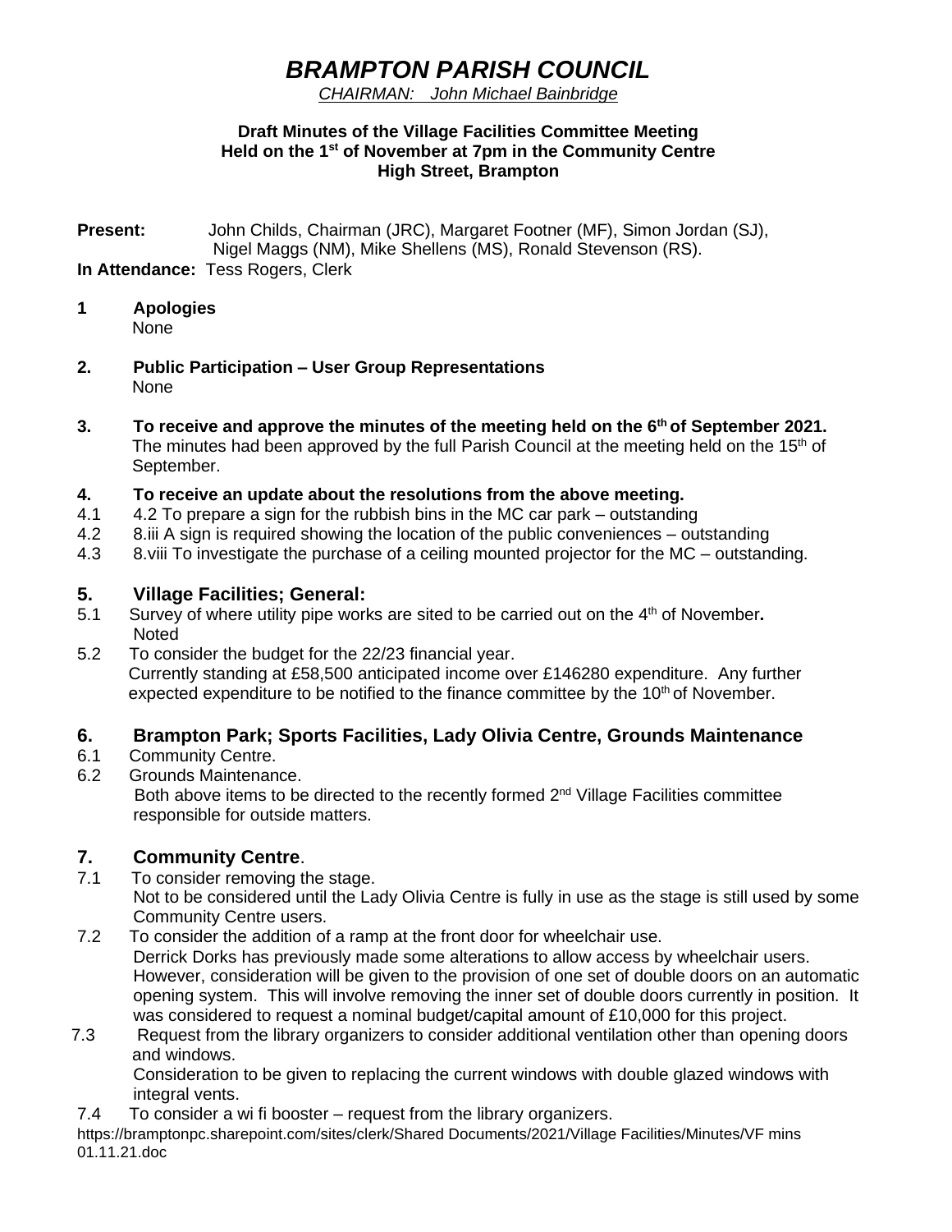# *BRAMPTON PARISH COUNCIL*

*CHAIRMAN: John Michael Bainbridge*

**Draft Minutes of the Village Facilities Committee Meeting**
**Held on the 1st of November at 7pm in the Community Centre**
**High Street, Brampton**

**Present:** John Childs, Chairman (JRC), Margaret Footner (MF), Simon Jordan (SJ), Nigel Maggs (NM), Mike Shellens (MS), Ronald Stevenson (RS).

**In Attendance:** Tess Rogers, Clerk

**1 Apologies**

None

**2. Public Participation – User Group Representations**

None

**3. To receive and approve the minutes of the meeting held on the 6th of September 2021.**

The minutes had been approved by the full Parish Council at the meeting held on the 15th of September.

**4. To receive an update about the resolutions from the above meeting.**

4.1 4.2 To prepare a sign for the rubbish bins in the MC car park – outstanding

4.2 8.iii A sign is required showing the location of the public conveniences – outstanding

4.3 8.viii To investigate the purchase of a ceiling mounted projector for the MC – outstanding.

## 5. Village Facilities; General:

5.1 Survey of where utility pipe works are sited to be carried out on the 4th of November**.**
Noted

5.2 To consider the budget for the 22/23 financial year.
Currently standing at £58,500 anticipated income over £146280 expenditure. Any further expected expenditure to be notified to the finance committee by the 10th of November.

## 6. Brampton Park; Sports Facilities, Lady Olivia Centre, Grounds Maintenance

6.1 Community Centre.

6.2 Grounds Maintenance.
Both above items to be directed to the recently formed 2nd Village Facilities committee responsible for outside matters.

## 7. Community Centre.

7.1 To consider removing the stage.
Not to be considered until the Lady Olivia Centre is fully in use as the stage is still used by some Community Centre users.

7.2 To consider the addition of a ramp at the front door for wheelchair use.
Derrick Dorks has previously made some alterations to allow access by wheelchair users. However, consideration will be given to the provision of one set of double doors on an automatic opening system. This will involve removing the inner set of double doors currently in position. It was considered to request a nominal budget/capital amount of £10,000 for this project.

7.3 Request from the library organizers to consider additional ventilation other than opening doors and windows.
Consideration to be given to replacing the current windows with double glazed windows with integral vents.

7.4 To consider a wi fi booster – request from the library organizers.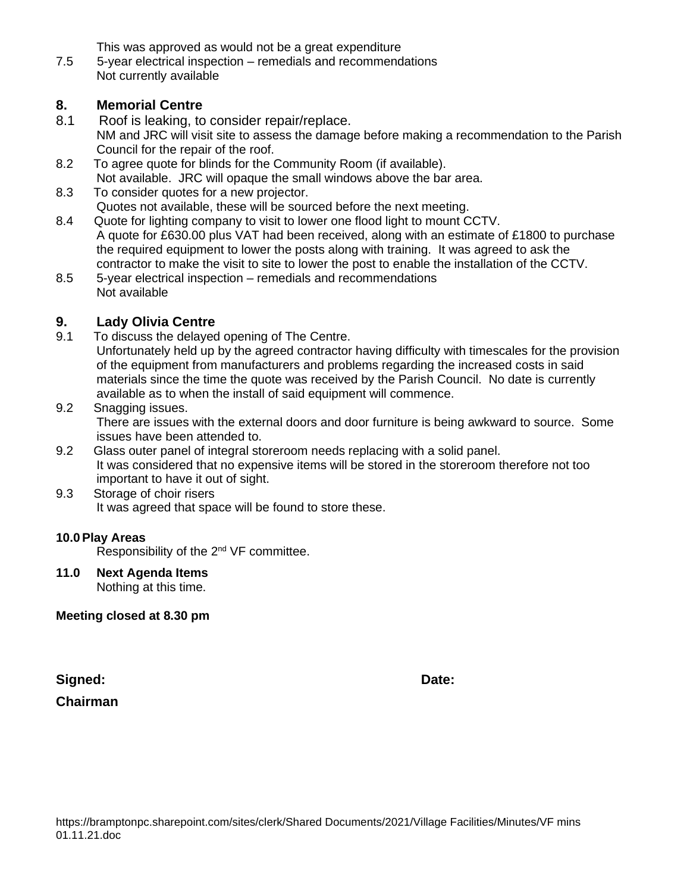This was approved as would not be a great expenditure

7.5 5-year electrical inspection – remedials and recommendations
Not currently available

## 8. Memorial Centre

8.1 Roof is leaking, to consider repair/replace.
NM and JRC will visit site to assess the damage before making a recommendation to the Parish Council for the repair of the roof.

8.2 To agree quote for blinds for the Community Room (if available).
Not available. JRC will opaque the small windows above the bar area.

8.3 To consider quotes for a new projector.
Quotes not available, these will be sourced before the next meeting.

8.4 Quote for lighting company to visit to lower one flood light to mount CCTV.
A quote for £630.00 plus VAT had been received, along with an estimate of £1800 to purchase the required equipment to lower the posts along with training. It was agreed to ask the contractor to make the visit to site to lower the post to enable the installation of the CCTV.

8.5 5-year electrical inspection – remedials and recommendations
Not available

## 9. Lady Olivia Centre

9.1 To discuss the delayed opening of The Centre.
Unfortunately held up by the agreed contractor having difficulty with timescales for the provision of the equipment from manufacturers and problems regarding the increased costs in said materials since the time the quote was received by the Parish Council. No date is currently available as to when the install of said equipment will commence.

9.2 Snagging issues.
There are issues with the external doors and door furniture is being awkward to source. Some issues have been attended to.

9.2 Glass outer panel of integral storeroom needs replacing with a solid panel.
It was considered that no expensive items will be stored in the storeroom therefore not too important to have it out of sight.

9.3 Storage of choir risers
It was agreed that space will be found to store these.

**10.0 Play Areas**
Responsibility of the 2nd VF committee.

**11.0 Next Agenda Items**
Nothing at this time.

**Meeting closed at 8.30 pm**

**Signed:** **Date:**

**Chairman**

https://bramptonpc.sharepoint.com/sites/clerk/Shared Documents/2021/Village Facilities/Minutes/VF mins 01.11.21.doc